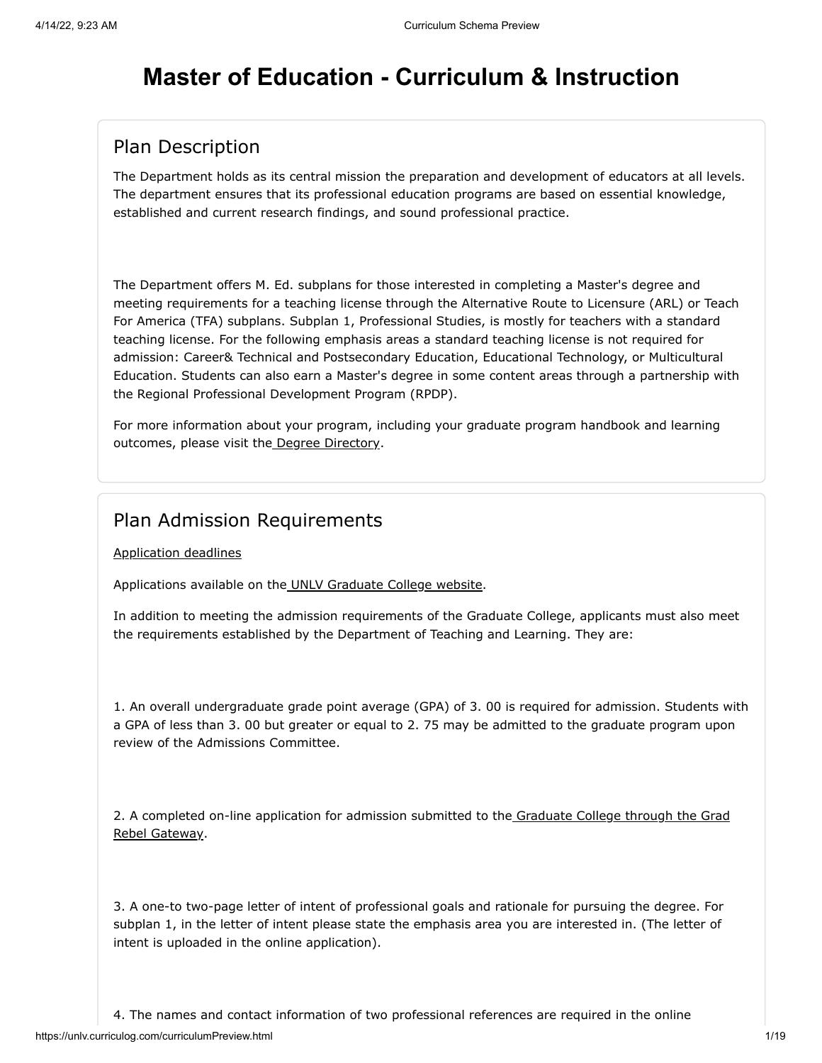# Master of Education - Curriculum & Instruction

## Plan Description

The Department holds as its central mission the preparation and development of educators at all levels. The department ensures that its professional education programs are based on essential knowledge, established and current research findings, and sound professional practice.

The Department offers M. Ed. subplans for those interested in completing a Master's degree and meeting requirements for a teaching license through the Alternative Route to Licensure (ARL) or Teach For America (TFA) subplans. Subplan 1, Professional Studies, is mostly for teachers with a standard teaching license. For the following emphasis areas a standard teaching license is not required for admission: Career& Technical and Postsecondary Education, Educational Technology, or Multicultural Education. Students can also earn a Master's degree in some content areas through a partnership with the Regional Professional Development Program (RPDP).

For more information about your program, including your graduate program handbook and learning outcomes, please visit the Degree Directory.

## Plan Admission Requirements

Application deadlines

Applications available on the UNLV Graduate College website.

In addition to meeting the admission requirements of the Graduate College, applicants must also meet the requirements established by the Department of Teaching and Learning. They are:

1. An overall undergraduate grade point average (GPA) of 3. 00 is required for admission. Students with a GPA of less than 3. 00 but greater or equal to 2. 75 may be admitted to the graduate program upon review of the Admissions Committee.

2. A completed on-line application for admission submitted to the Graduate College through the Grad Rebel Gateway.

3. A one-to two-page letter of intent of professional goals and rationale for pursuing the degree. For subplan 1, in the letter of intent please state the emphasis area you are interested in. (The letter of intent is uploaded in the online application).

4. The names and contact information of two professional references are required in the online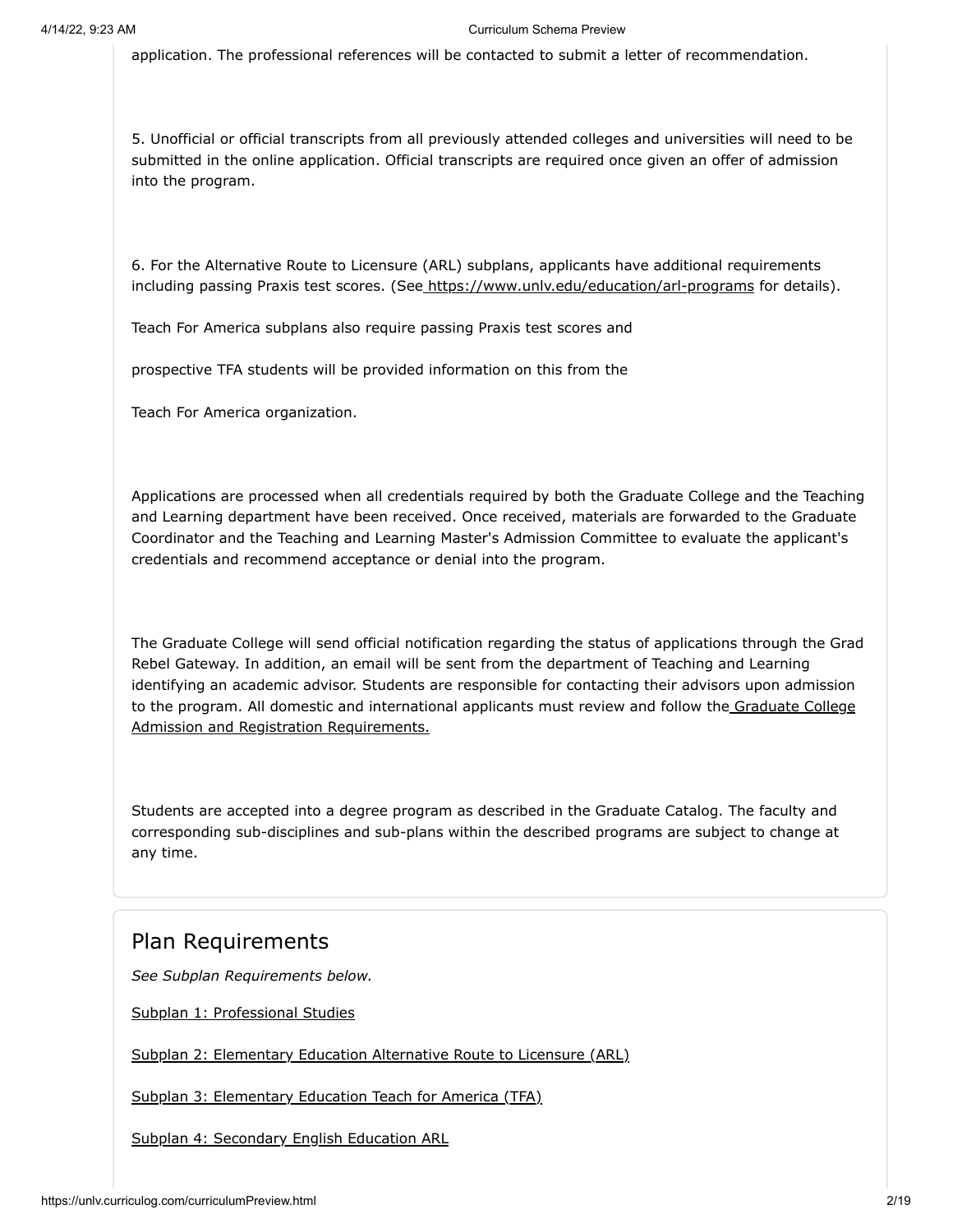application. The professional references will be contacted to submit a letter of recommendation.

5. Unofficial or official transcripts from all previously attended colleges and universities will need to be submitted in the online application. Official transcripts are required once given an offer of admission into the program.

6. For the Alternative Route to Licensure (ARL) subplans, applicants have additional requirements including passing Praxis test scores. (See https://www.unlv.edu/education/arl-programs for details).

Teach For America subplans also require passing Praxis test scores and

prospective TFA students will be provided information on this from the

Teach For America organization.

Applications are processed when all credentials required by both the Graduate College and the Teaching and Learning department have been received. Once received, materials are forwarded to the Graduate Coordinator and the Teaching and Learning Master's Admission Committee to evaluate the applicant's credentials and recommend acceptance or denial into the program.

The Graduate College will send official notification regarding the status of applications through the Grad Rebel Gateway. In addition, an email will be sent from the department of Teaching and Learning identifying an academic advisor. Students are responsible for contacting their advisors upon admission to the program. All domestic and international applicants must review and follow the Graduate College Admission and Registration Requirements.

Students are accepted into a degree program as described in the Graduate Catalog. The faculty and corresponding sub-disciplines and sub-plans within the described programs are subject to change at any time.

## Plan Requirements

*See Subplan Requirements below.*

Subplan 1: Professional Studies

Subplan 2: Elementary Education Alternative Route to Licensure (ARL)

Subplan 3: Elementary Education Teach for America (TFA)

Subplan 4: Secondary English Education ARL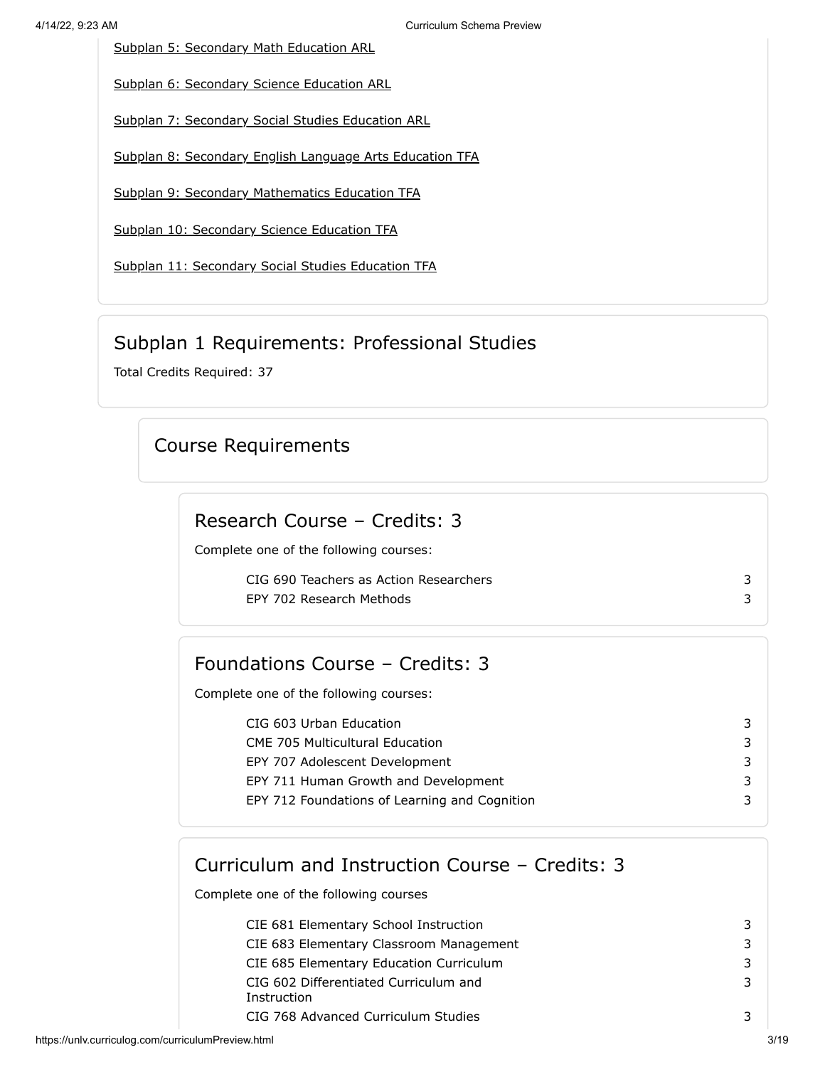Subplan 5: Secondary Math Education ARL

Subplan 6: Secondary Science Education ARL

Subplan 7: Secondary Social Studies Education ARL

Subplan 8: Secondary English Language Arts Education TFA

Subplan 9: Secondary Mathematics Education TFA

Subplan 10: Secondary Science Education TFA

Subplan 11: Secondary Social Studies Education TFA

## Subplan 1 Requirements: Professional Studies

Total Credits Required: 37

### Course Requirements

#### Research Course – Credits: 3

Complete one of the following courses:

| Course | Credits |
|---|---|
| CIG 690 Teachers as Action Researchers | 3 |
| EPY 702 Research Methods | 3 |

#### Foundations Course – Credits: 3

Complete one of the following courses:

| Course | Credits |
|---|---|
| CIG 603 Urban Education | 3 |
| CME 705 Multicultural Education | 3 |
| EPY 707 Adolescent Development | 3 |
| EPY 711 Human Growth and Development | 3 |
| EPY 712 Foundations of Learning and Cognition | 3 |

#### Curriculum and Instruction Course – Credits: 3

Complete one of the following courses

| Course | Credits |
|---|---|
| CIE 681 Elementary School Instruction | 3 |
| CIE 683 Elementary Classroom Management | 3 |
| CIE 685 Elementary Education Curriculum | 3 |
| CIG 602 Differentiated Curriculum and Instruction | 3 |
| CIG 768 Advanced Curriculum Studies | 3 |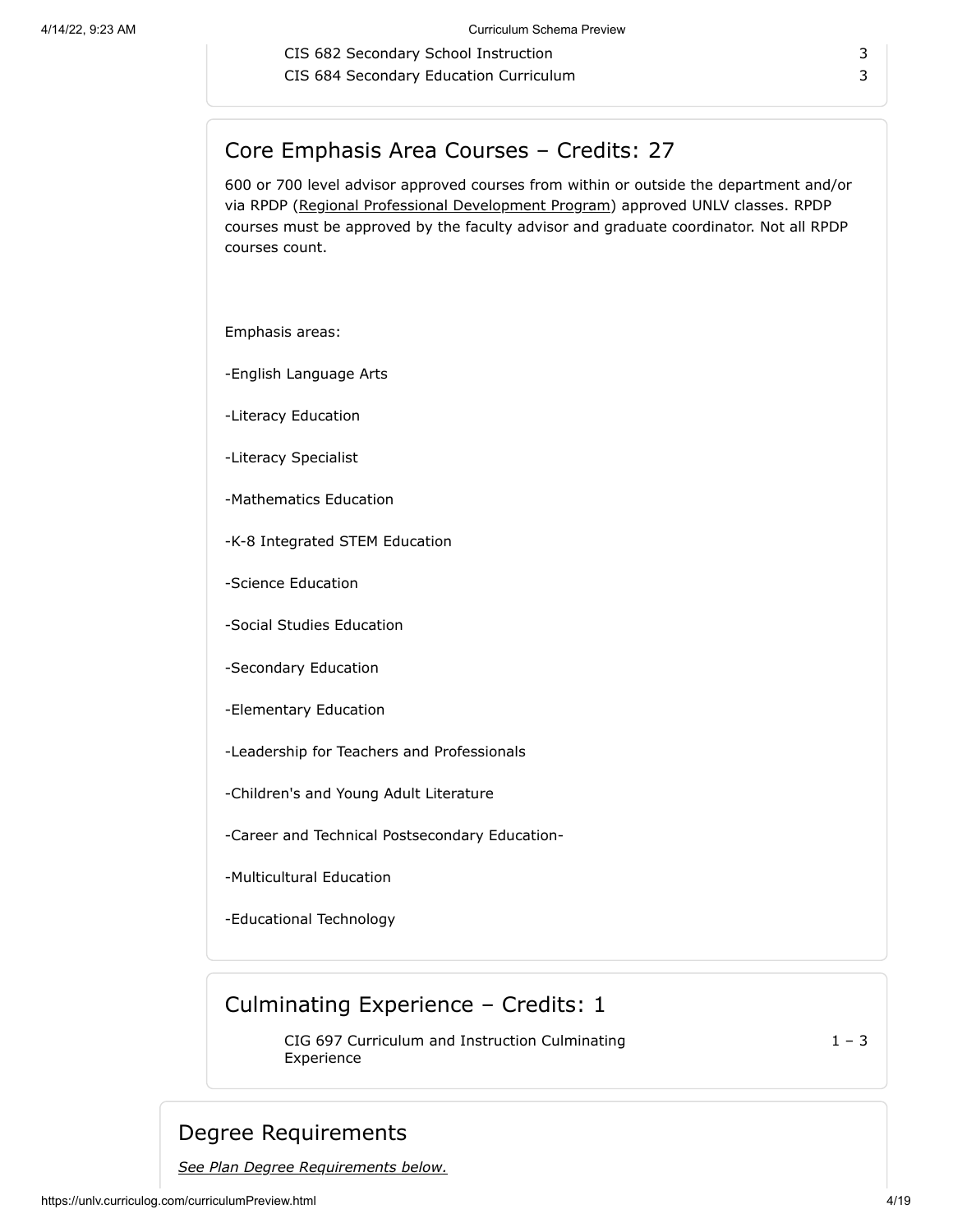| | |
|---|---|
| CIS 682 Secondary School Instruction | 3 |
| CIS 684 Secondary Education Curriculum | 3 |

## Core Emphasis Area Courses – Credits: 27

600 or 700 level advisor approved courses from within or outside the department and/or via RPDP (Regional Professional Development Program) approved UNLV classes. RPDP courses must be approved by the faculty advisor and graduate coordinator. Not all RPDP courses count.

Emphasis areas:

-English Language Arts

-Literacy Education

-Literacy Specialist

-Mathematics Education

-K-8 Integrated STEM Education

-Science Education

-Social Studies Education

-Secondary Education

-Elementary Education

-Leadership for Teachers and Professionals

-Children's and Young Adult Literature

-Career and Technical Postsecondary Education-

-Multicultural Education

-Educational Technology

## Culminating Experience – Credits: 1

| | |
|---|---|
| CIG 697 Curriculum and Instruction Culminating Experience | 1 – 3 |

# Degree Requirements

*See Plan Degree Requirements below.*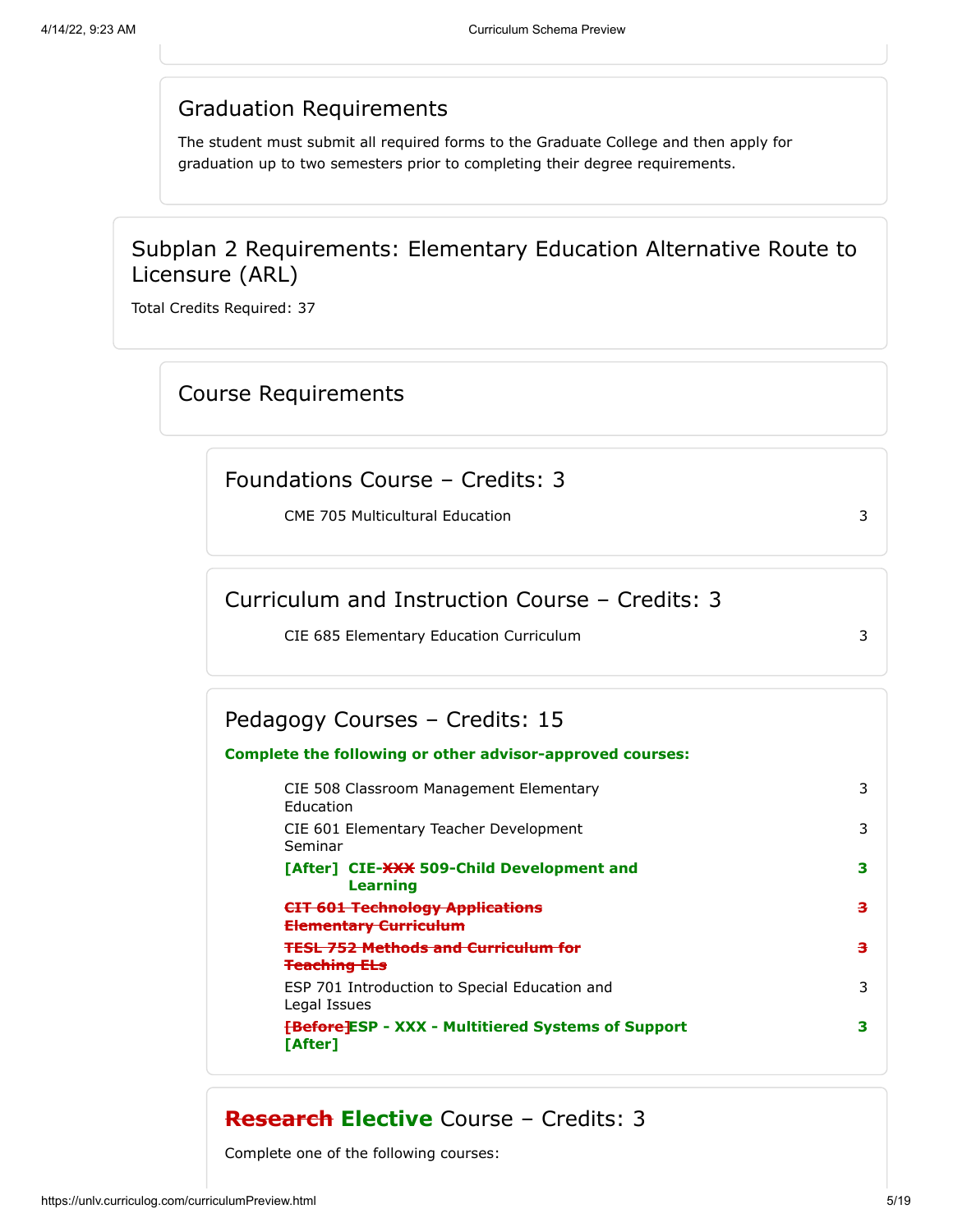## Graduation Requirements

The student must submit all required forms to the Graduate College and then apply for graduation up to two semesters prior to completing their degree requirements.

## Subplan 2 Requirements: Elementary Education Alternative Route to Licensure (ARL)

Total Credits Required: 37

### Course Requirements

#### Foundations Course – Credits: 3

| Course | Credits |
|---|---|
| CME 705 Multicultural Education | 3 |

#### Curriculum and Instruction Course – Credits: 3

| Course | Credits |
|---|---|
| CIE 685 Elementary Education Curriculum | 3 |

#### Pedagogy Courses – Credits: 15

**Complete the following or other advisor-approved courses:**

| Course | Credits |
|---|---|
| CIE 508 Classroom Management Elementary Education | 3 |
| CIE 601 Elementary Teacher Development Seminar | 3 |
| **[After] CIE-~~XXX~~ 509-Child Development and Learning** | **3** |
| ~~CIT 601 Technology Applications Elementary Curriculum~~ | ~~3~~ |
| ~~TESL 752 Methods and Curriculum for Teaching ELs~~ | ~~3~~ |
| ESP 701 Introduction to Special Education and Legal Issues | 3 |
| ~~[Before]~~**ESP - XXX - Multitiered Systems of Support [After]** | **3** |

#### ~~Research~~ **Elective** Course – Credits: 3

Complete one of the following courses: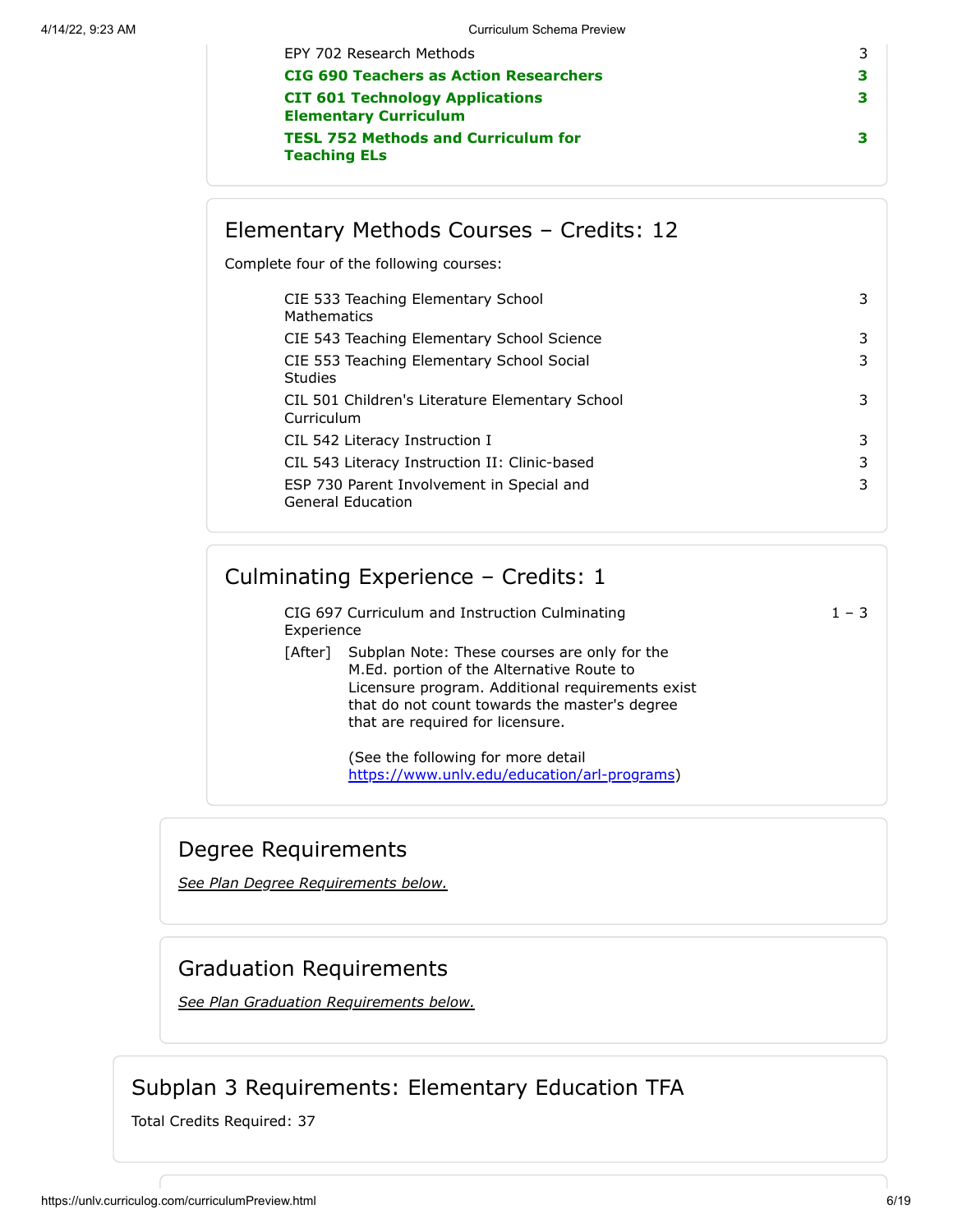| | |
|---|---|
| EPY 702 Research Methods | 3 |
| **CIG 690 Teachers as Action Researchers** | **3** |
| **CIT 601 Technology Applications Elementary Curriculum** | **3** |
| **TESL 752 Methods and Curriculum for Teaching ELs** | **3** |

## Elementary Methods Courses – Credits: 12

Complete four of the following courses:

| | |
|---|---|
| CIE 533 Teaching Elementary School Mathematics | 3 |
| CIE 543 Teaching Elementary School Science | 3 |
| CIE 553 Teaching Elementary School Social Studies | 3 |
| CIL 501 Children's Literature Elementary School Curriculum | 3 |
| CIL 542 Literacy Instruction I | 3 |
| CIL 543 Literacy Instruction II: Clinic-based | 3 |
| ESP 730 Parent Involvement in Special and General Education | 3 |

## Culminating Experience – Credits: 1

| | |
|---|---|
| CIG 697 Curriculum and Instruction Culminating Experience | 1 – 3 |

[After] Subplan Note: These courses are only for the M.Ed. portion of the Alternative Route to Licensure program. Additional requirements exist that do not count towards the master's degree that are required for licensure.

(See the following for more detail https://www.unlv.edu/education/arl-programs)

## Degree Requirements

*See Plan Degree Requirements below.*

## Graduation Requirements

*See Plan Graduation Requirements below.*

## Subplan 3 Requirements: Elementary Education TFA

Total Credits Required: 37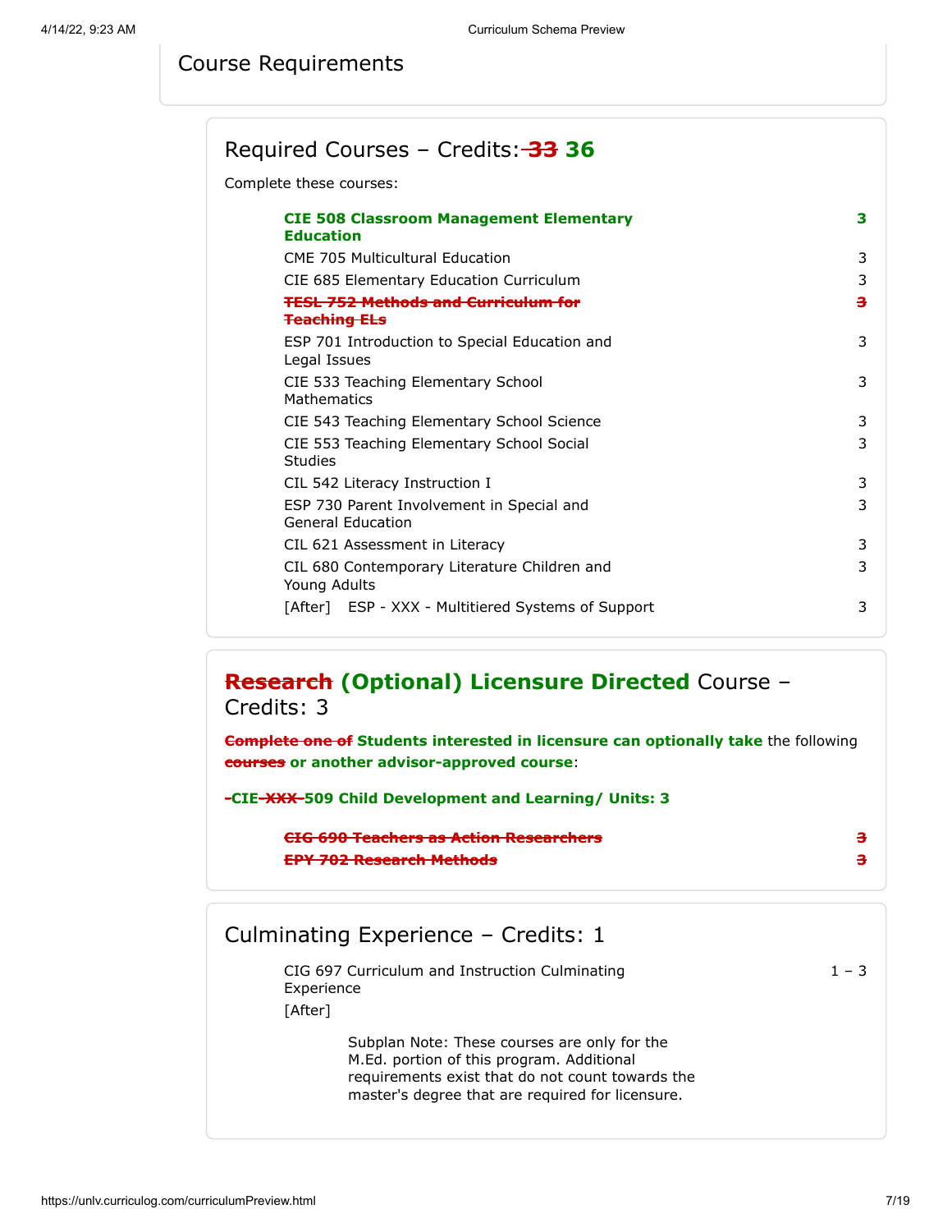## Course Requirements

### Required Courses – Credits: ~~33~~ 36

Complete these courses:

| Course | Credits |
|---|---|
| **CIE 508 Classroom Management Elementary Education** | **3** |
| CME 705 Multicultural Education | 3 |
| CIE 685 Elementary Education Curriculum | 3 |
| ~~TESL 752 Methods and Curriculum for Teaching ELs~~ | ~~3~~ |
| ESP 701 Introduction to Special Education and Legal Issues | 3 |
| CIE 533 Teaching Elementary School Mathematics | 3 |
| CIE 543 Teaching Elementary School Science | 3 |
| CIE 553 Teaching Elementary School Social Studies | 3 |
| CIL 542 Literacy Instruction I | 3 |
| ESP 730 Parent Involvement in Special and General Education | 3 |
| CIL 621 Assessment in Literacy | 3 |
| CIL 680 Contemporary Literature Children and Young Adults | 3 |
| [After] ESP - XXX - Multitiered Systems of Support | 3 |

### ~~Research~~ **(Optional) Licensure Directed** Course – Credits: 3

~~Complete one of~~ **Students interested in licensure can optionally take** the following ~~courses~~ **or another advisor-approved course**:

**~~-~~CIE ~~XXX~~ 509 Child Development and Learning/ Units: 3**

| Course | Credits |
|---|---|
| ~~CIG 690 Teachers as Action Researchers~~ | ~~3~~ |
| ~~EPY 702 Research Methods~~ | ~~3~~ |

### Culminating Experience – Credits: 1

| Course | Credits |
|---|---|
| CIG 697 Curriculum and Instruction Culminating Experience | 1 – 3 |

[After]

Subplan Note: These courses are only for the M.Ed. portion of this program. Additional requirements exist that do not count towards the master's degree that are required for licensure.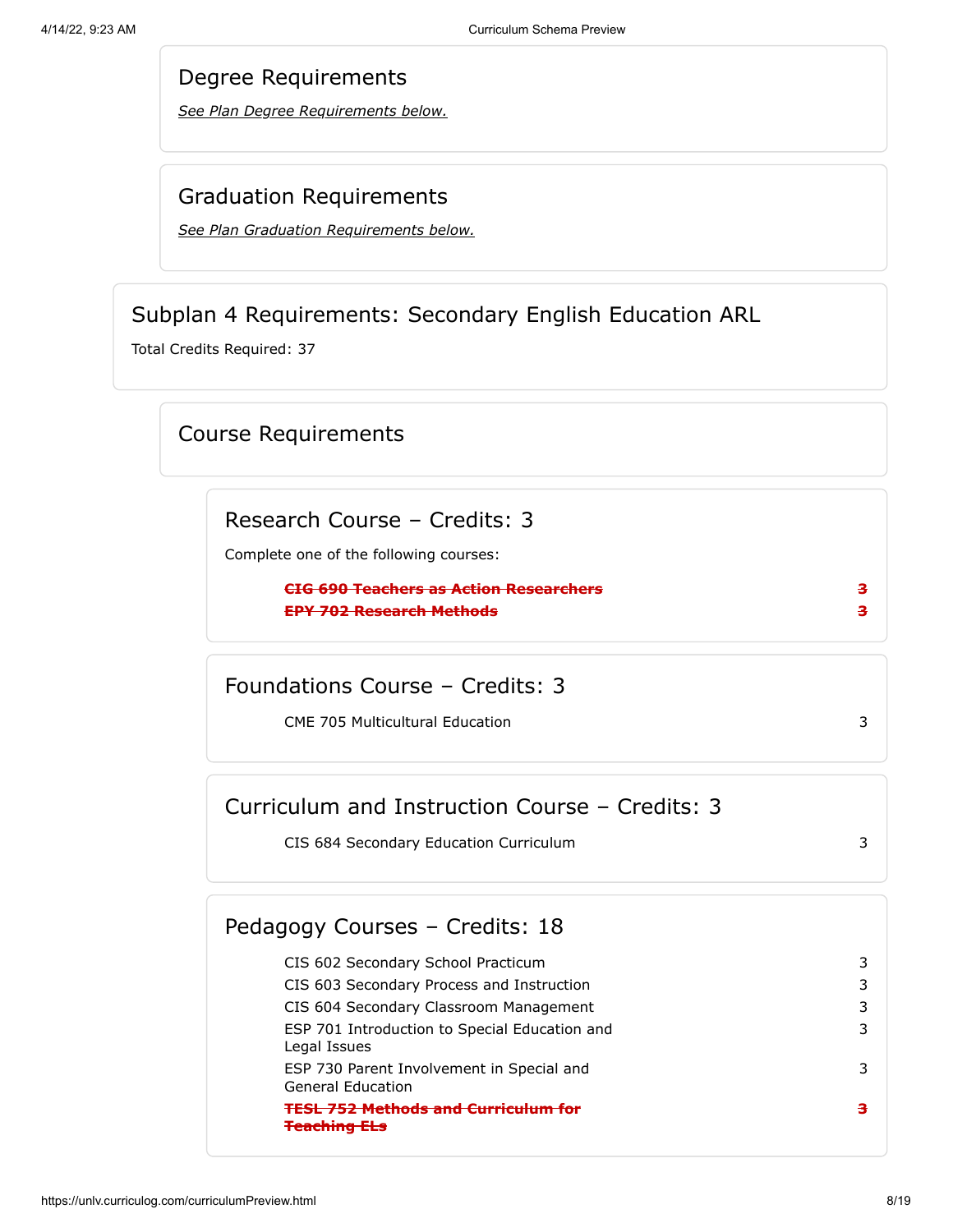## Degree Requirements

*See Plan Degree Requirements below.*

## Graduation Requirements

*See Plan Graduation Requirements below.*

## Subplan 4 Requirements: Secondary English Education ARL

Total Credits Required: 37

### Course Requirements

#### Research Course – Credits: 3

Complete one of the following courses:

| Course | Credits |
|---|---|
| ~~CIG 690 Teachers as Action Researchers~~ | ~~3~~ |
| ~~EPY 702 Research Methods~~ | ~~3~~ |

#### Foundations Course – Credits: 3

| Course | Credits |
|---|---|
| CME 705 Multicultural Education | 3 |

#### Curriculum and Instruction Course – Credits: 3

| Course | Credits |
|---|---|
| CIS 684 Secondary Education Curriculum | 3 |

#### Pedagogy Courses – Credits: 18

| Course | Credits |
|---|---|
| CIS 602 Secondary School Practicum | 3 |
| CIS 603 Secondary Process and Instruction | 3 |
| CIS 604 Secondary Classroom Management | 3 |
| ESP 701 Introduction to Special Education and Legal Issues | 3 |
| ESP 730 Parent Involvement in Special and General Education | 3 |
| ~~TESL 752 Methods and Curriculum for Teaching ELs~~ | ~~3~~ |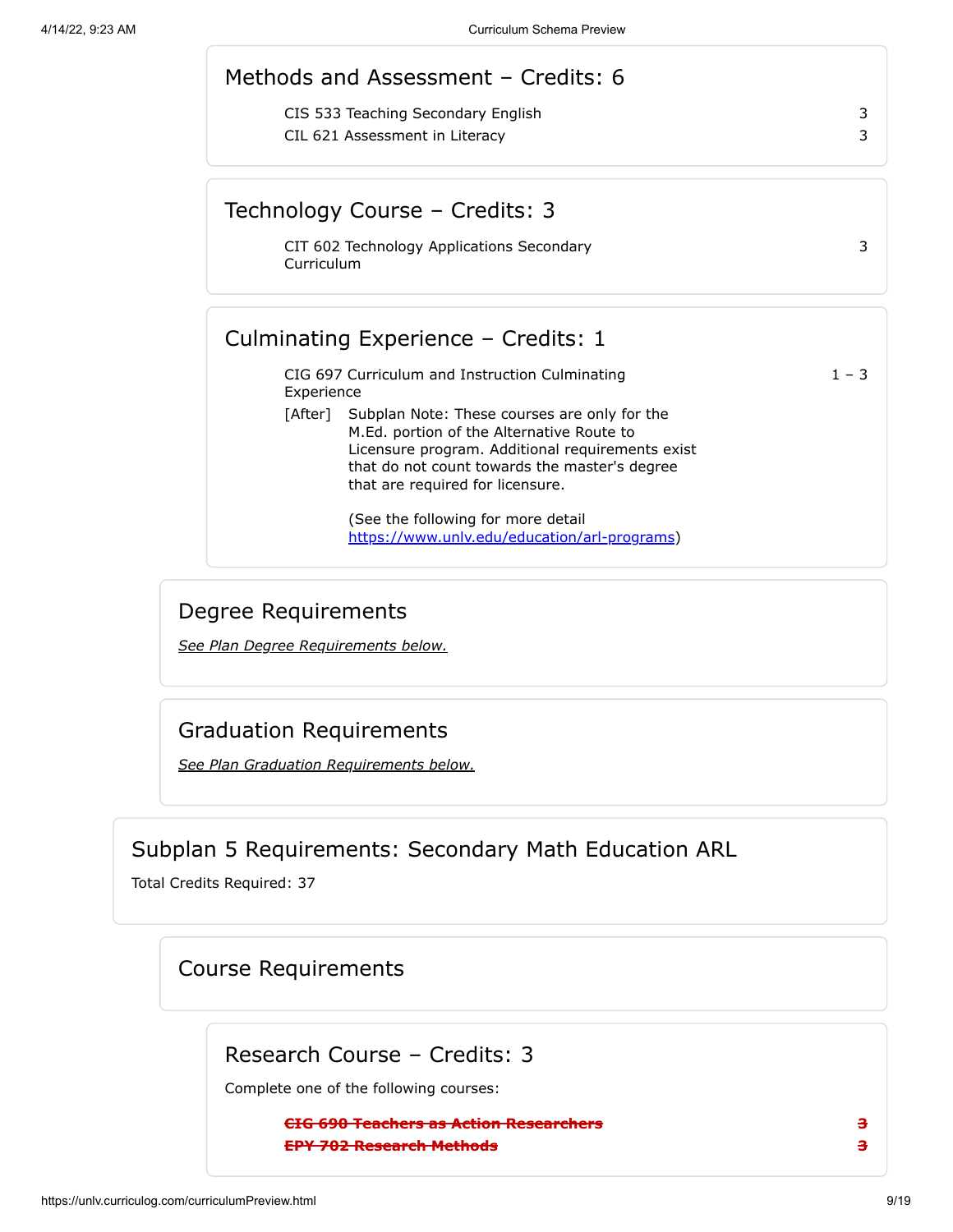### Methods and Assessment – Credits: 6

| | |
|---|---|
| CIS 533 Teaching Secondary English | 3 |
| CIL 621 Assessment in Literacy | 3 |

### Technology Course – Credits: 3

| | |
|---|---|
| CIT 602 Technology Applications Secondary Curriculum | 3 |

### Culminating Experience – Credits: 1

| | |
|---|---|
| CIG 697 Curriculum and Instruction Culminating Experience | 1 – 3 |

[After] Subplan Note: These courses are only for the M.Ed. portion of the Alternative Route to Licensure program. Additional requirements exist that do not count towards the master's degree that are required for licensure.

(See the following for more detail https://www.unlv.edu/education/arl-programs)

## Degree Requirements

*See Plan Degree Requirements below.*

## Graduation Requirements

*See Plan Graduation Requirements below.*

# Subplan 5 Requirements: Secondary Math Education ARL

Total Credits Required: 37

## Course Requirements

### Research Course – Credits: 3

Complete one of the following courses:

| | |
|---|---|
| ~~CIG 690 Teachers as Action Researchers~~ | ~~3~~ |
| ~~EPY 702 Research Methods~~ | ~~3~~ |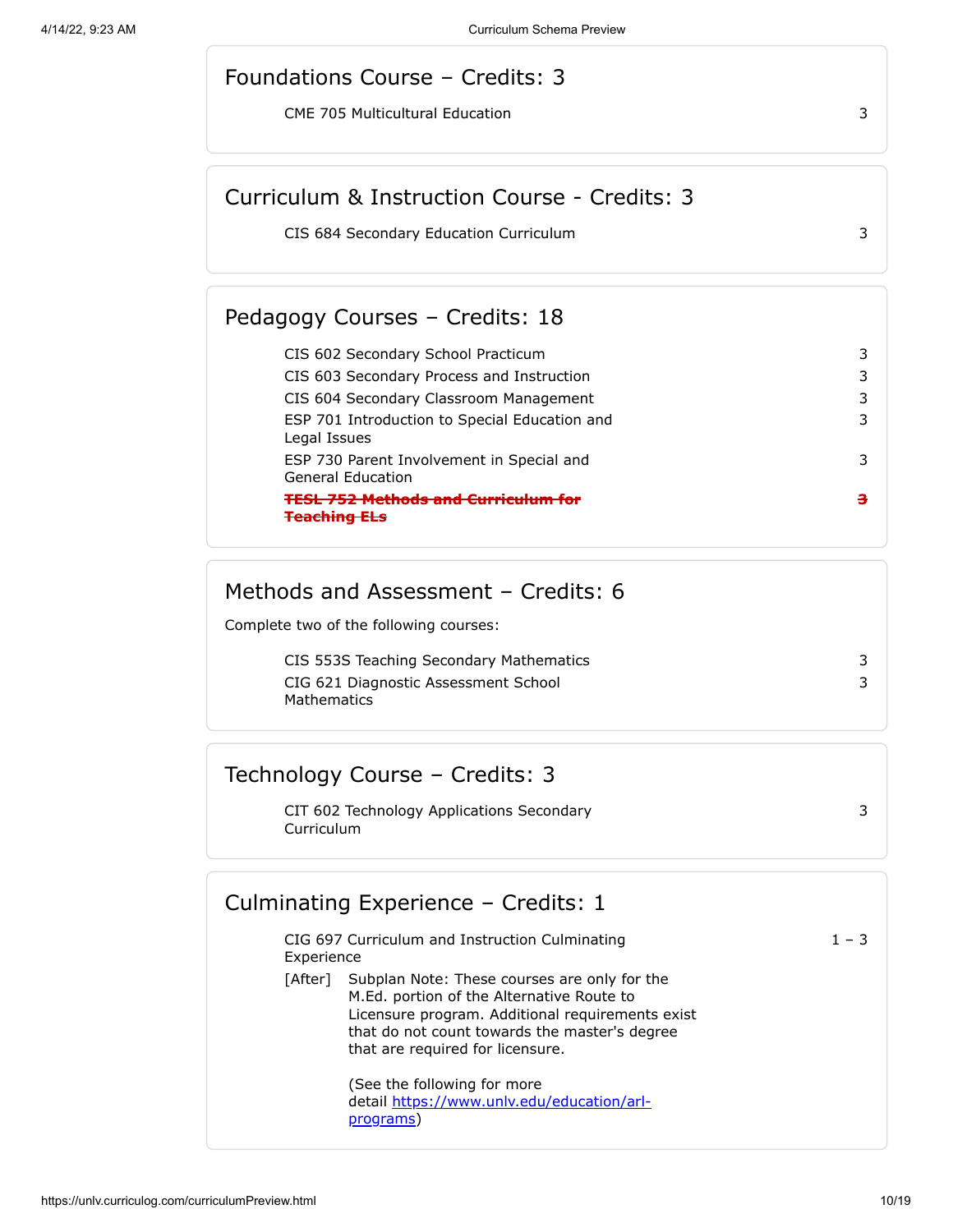## Foundations Course – Credits: 3

| Course | Credits |
|---|---|
| CME 705 Multicultural Education | 3 |

## Curriculum & Instruction Course - Credits: 3

| Course | Credits |
|---|---|
| CIS 684 Secondary Education Curriculum | 3 |

## Pedagogy Courses – Credits: 18

| Course | Credits |
|---|---|
| CIS 602 Secondary School Practicum | 3 |
| CIS 603 Secondary Process and Instruction | 3 |
| CIS 604 Secondary Classroom Management | 3 |
| ESP 701 Introduction to Special Education and Legal Issues | 3 |
| ESP 730 Parent Involvement in Special and General Education | 3 |
| ~~TESL 752 Methods and Curriculum for Teaching ELs~~ | ~~3~~ |

## Methods and Assessment – Credits: 6

Complete two of the following courses:

| Course | Credits |
|---|---|
| CIS 553S Teaching Secondary Mathematics | 3 |
| CIG 621 Diagnostic Assessment School Mathematics | 3 |

## Technology Course – Credits: 3

| Course | Credits |
|---|---|
| CIT 602 Technology Applications Secondary Curriculum | 3 |

## Culminating Experience – Credits: 1

| Course | Credits |
|---|---|
| CIG 697 Curriculum and Instruction Culminating Experience | 1 – 3 |

[After] Subplan Note: These courses are only for the M.Ed. portion of the Alternative Route to Licensure program. Additional requirements exist that do not count towards the master's degree that are required for licensure.

(See the following for more detail https://www.unlv.edu/education/arl-programs)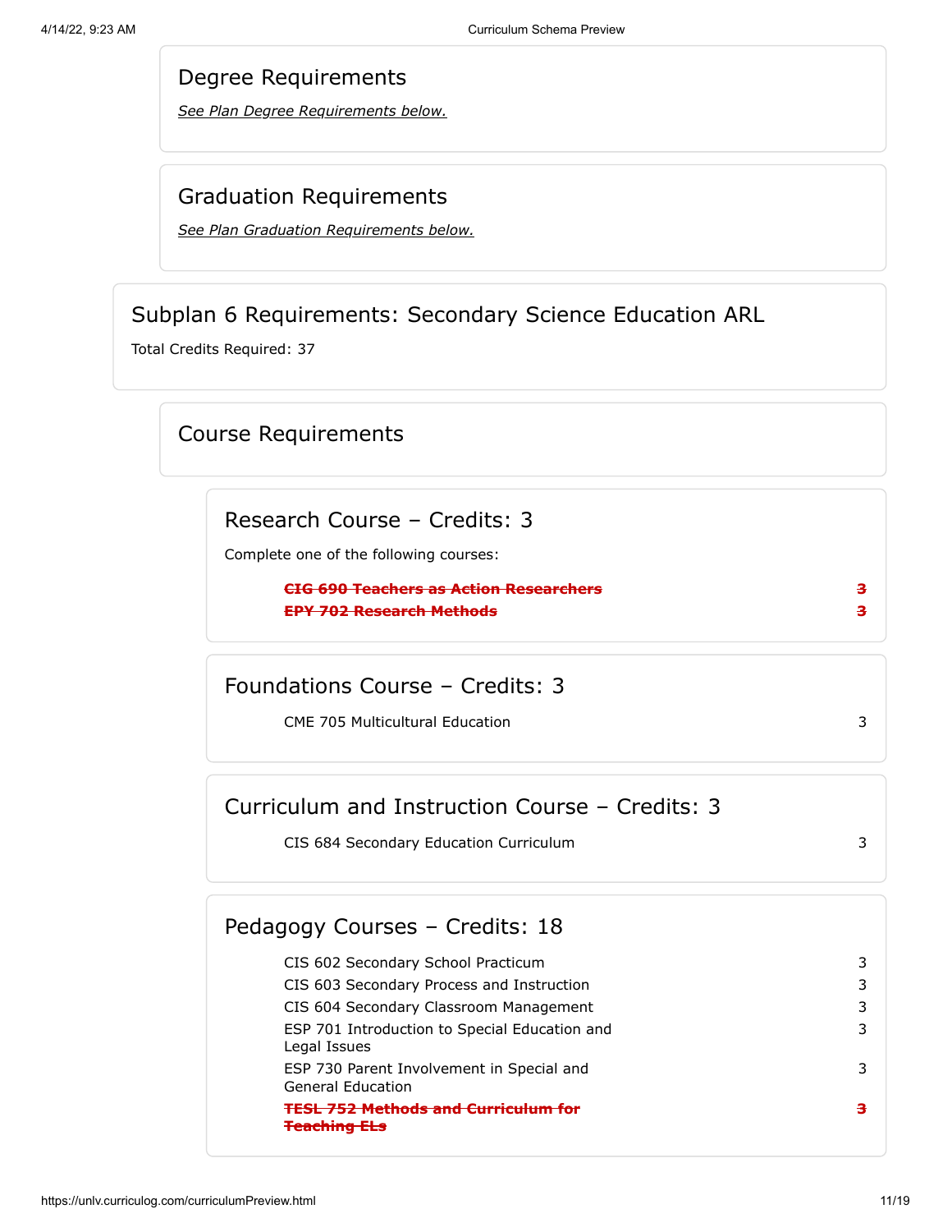## Degree Requirements

*See Plan Degree Requirements below.*

## Graduation Requirements

*See Plan Graduation Requirements below.*

## Subplan 6 Requirements: Secondary Science Education ARL

Total Credits Required: 37

### Course Requirements

#### Research Course – Credits: 3

Complete one of the following courses:

| Course | Credits |
|---|---|
| ~~**CIG 690 Teachers as Action Researchers**~~ | ~~**3**~~ |
| ~~**EPY 702 Research Methods**~~ | ~~**3**~~ |

#### Foundations Course – Credits: 3

| Course | Credits |
|---|---|
| CME 705 Multicultural Education | 3 |

#### Curriculum and Instruction Course – Credits: 3

| Course | Credits |
|---|---|
| CIS 684 Secondary Education Curriculum | 3 |

#### Pedagogy Courses – Credits: 18

| Course | Credits |
|---|---|
| CIS 602 Secondary School Practicum | 3 |
| CIS 603 Secondary Process and Instruction | 3 |
| CIS 604 Secondary Classroom Management | 3 |
| ESP 701 Introduction to Special Education and Legal Issues | 3 |
| ESP 730 Parent Involvement in Special and General Education | 3 |
| ~~**TESL 752 Methods and Curriculum for Teaching ELs**~~ | ~~**3**~~ |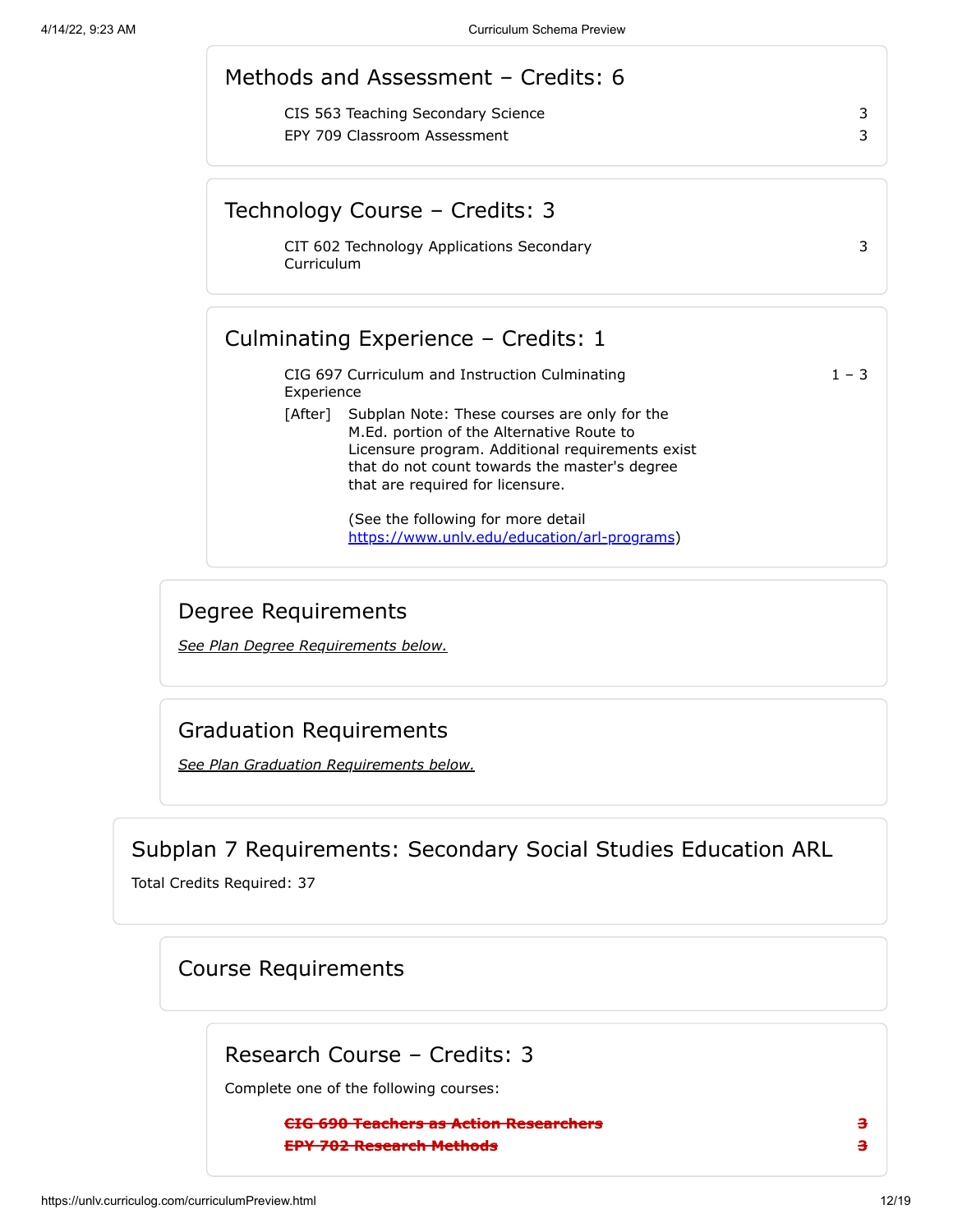### Methods and Assessment – Credits: 6

| | |
|---|---|
| CIS 563 Teaching Secondary Science | 3 |
| EPY 709 Classroom Assessment | 3 |

### Technology Course – Credits: 3

| | |
|---|---|
| CIT 602 Technology Applications Secondary Curriculum | 3 |

### Culminating Experience – Credits: 1

| | |
|---|---|
| CIG 697 Curriculum and Instruction Culminating Experience | 1 – 3 |

[After] Subplan Note: These courses are only for the M.Ed. portion of the Alternative Route to Licensure program. Additional requirements exist that do not count towards the master's degree that are required for licensure.

(See the following for more detail https://www.unlv.edu/education/arl-programs)

## Degree Requirements

*See Plan Degree Requirements below.*

## Graduation Requirements

*See Plan Graduation Requirements below.*

# Subplan 7 Requirements: Secondary Social Studies Education ARL

Total Credits Required: 37

## Course Requirements

### Research Course – Credits: 3

Complete one of the following courses:

| | |
|---|---|
| ~~CIG 690 Teachers as Action Researchers~~ | ~~3~~ |
| ~~EPY 702 Research Methods~~ | ~~3~~ |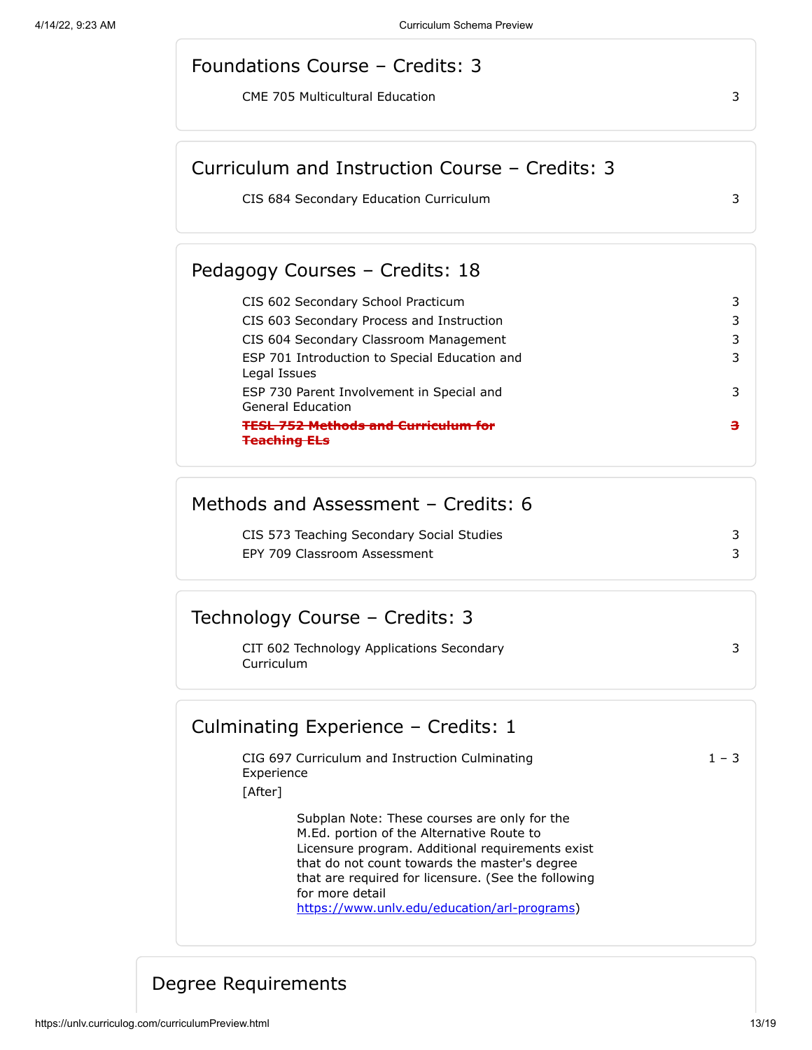### Foundations Course – Credits: 3

| | |
|---|---|
| CME 705 Multicultural Education | 3 |

### Curriculum and Instruction Course – Credits: 3

| | |
|---|---|
| CIS 684 Secondary Education Curriculum | 3 |

### Pedagogy Courses – Credits: 18

| | |
|---|---|
| CIS 602 Secondary School Practicum | 3 |
| CIS 603 Secondary Process and Instruction | 3 |
| CIS 604 Secondary Classroom Management | 3 |
| ESP 701 Introduction to Special Education and Legal Issues | 3 |
| ESP 730 Parent Involvement in Special and General Education | 3 |
| ~~TESL 752 Methods and Curriculum for Teaching ELs~~ | ~~3~~ |

### Methods and Assessment – Credits: 6

| | |
|---|---|
| CIS 573 Teaching Secondary Social Studies | 3 |
| EPY 709 Classroom Assessment | 3 |

### Technology Course – Credits: 3

| | |
|---|---|
| CIT 602 Technology Applications Secondary Curriculum | 3 |

### Culminating Experience – Credits: 1

| | |
|---|---|
| CIG 697 Curriculum and Instruction Culminating Experience | 1 – 3 |

[After]

Subplan Note: These courses are only for the M.Ed. portion of the Alternative Route to Licensure program. Additional requirements exist that do not count towards the master's degree that are required for licensure. (See the following for more detail https://www.unlv.edu/education/arl-programs)

## Degree Requirements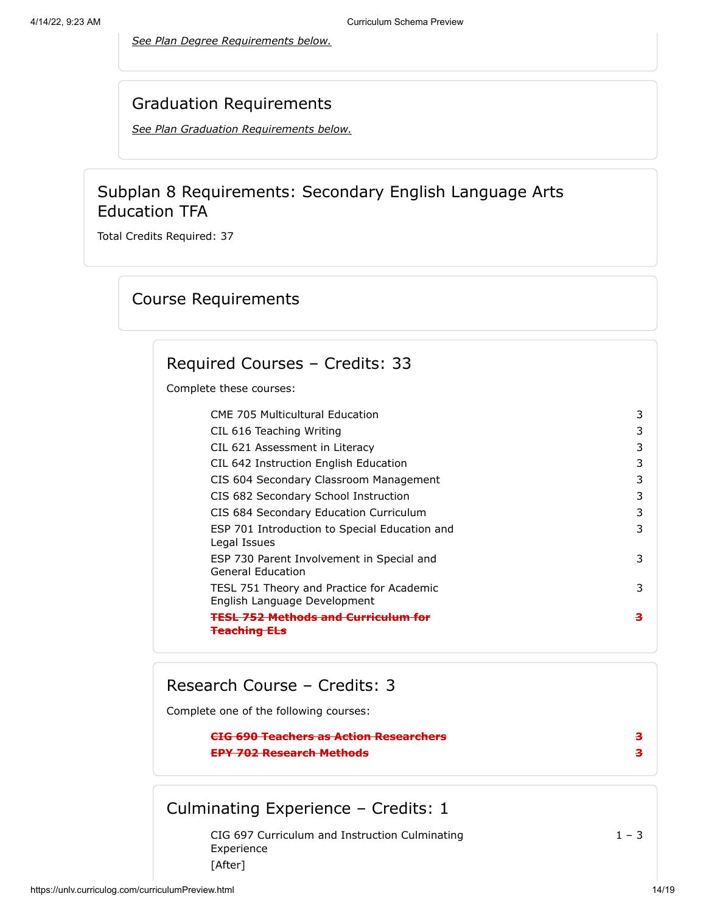*See Plan Degree Requirements below.*

## Graduation Requirements

*See Plan Graduation Requirements below.*

# Subplan 8 Requirements: Secondary English Language Arts Education TFA

Total Credits Required: 37

## Course Requirements

### Required Courses – Credits: 33

Complete these courses:

| Course | Credits |
| --- | --- |
| CME 705 Multicultural Education | 3 |
| CIL 616 Teaching Writing | 3 |
| CIL 621 Assessment in Literacy | 3 |
| CIL 642 Instruction English Education | 3 |
| CIS 604 Secondary Classroom Management | 3 |
| CIS 682 Secondary School Instruction | 3 |
| CIS 684 Secondary Education Curriculum | 3 |
| ESP 701 Introduction to Special Education and Legal Issues | 3 |
| ESP 730 Parent Involvement in Special and General Education | 3 |
| TESL 751 Theory and Practice for Academic English Language Development | 3 |
| ~~**TESL 752 Methods and Curriculum for Teaching ELs**~~ | ~~**3**~~ |

### Research Course – Credits: 3

Complete one of the following courses:

| Course | Credits |
| --- | --- |
| ~~**CIG 690 Teachers as Action Researchers**~~ | ~~**3**~~ |
| ~~**EPY 702 Research Methods**~~ | ~~**3**~~ |

### Culminating Experience – Credits: 1

| Course | Credits |
| --- | --- |
| CIG 697 Curriculum and Instruction Culminating Experience | 1 – 3 |

[After]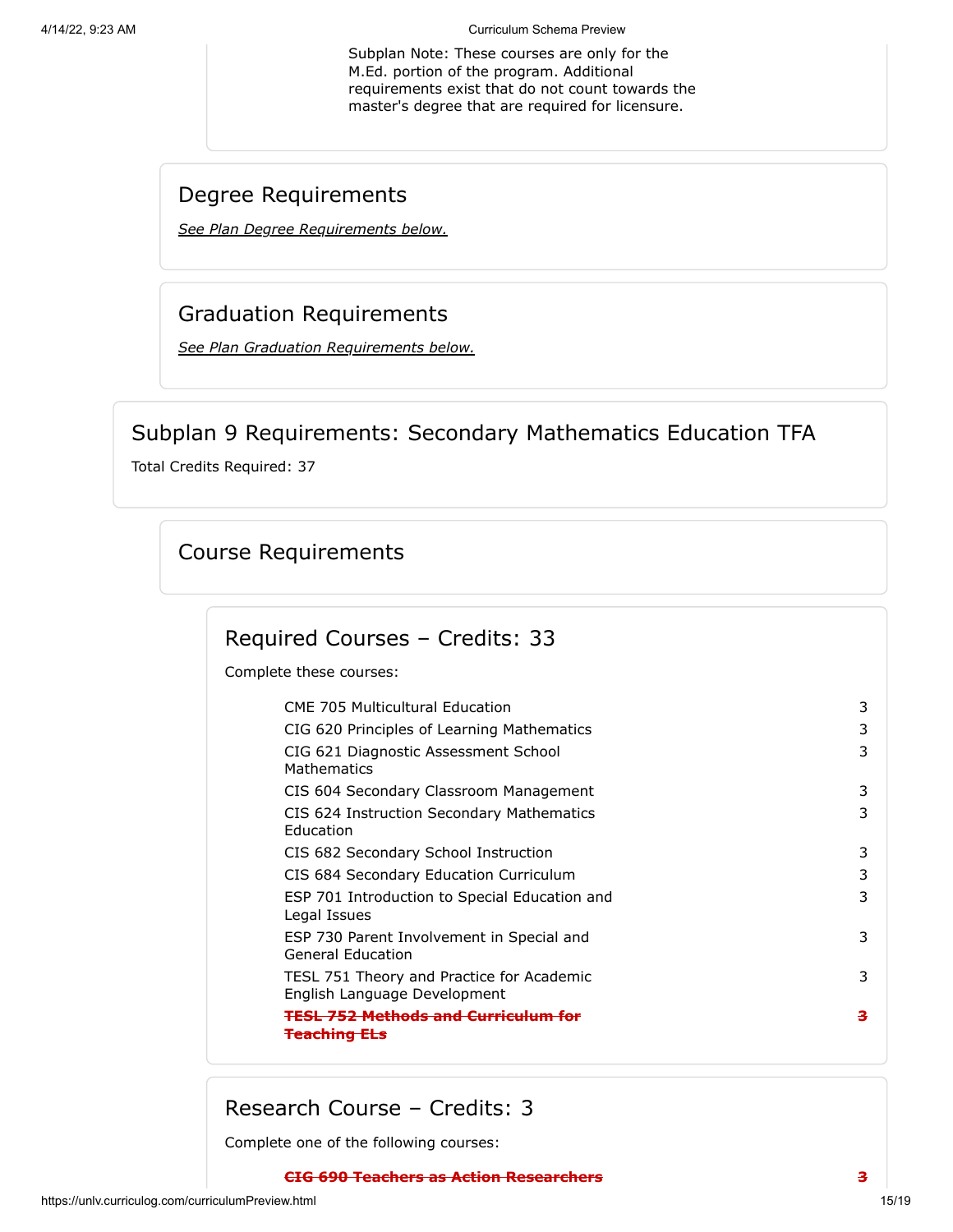Subplan Note: These courses are only for the M.Ed. portion of the program. Additional requirements exist that do not count towards the master's degree that are required for licensure.

## Degree Requirements

*See Plan Degree Requirements below.*

## Graduation Requirements

*See Plan Graduation Requirements below.*

## Subplan 9 Requirements: Secondary Mathematics Education TFA

Total Credits Required: 37

## Course Requirements

### Required Courses – Credits: 33

Complete these courses:

| Course | Credits |
| --- | --- |
| CME 705 Multicultural Education | 3 |
| CIG 620 Principles of Learning Mathematics | 3 |
| CIG 621 Diagnostic Assessment School Mathematics | 3 |
| CIS 604 Secondary Classroom Management | 3 |
| CIS 624 Instruction Secondary Mathematics Education | 3 |
| CIS 682 Secondary School Instruction | 3 |
| CIS 684 Secondary Education Curriculum | 3 |
| ESP 701 Introduction to Special Education and Legal Issues | 3 |
| ESP 730 Parent Involvement in Special and General Education | 3 |
| TESL 751 Theory and Practice for Academic English Language Development | 3 |
| ~~TESL 752 Methods and Curriculum for Teaching ELs~~ | ~~3~~ |

### Research Course – Credits: 3

Complete one of the following courses:

| Course | Credits |
| --- | --- |
| ~~CIG 690 Teachers as Action Researchers~~ | ~~3~~ |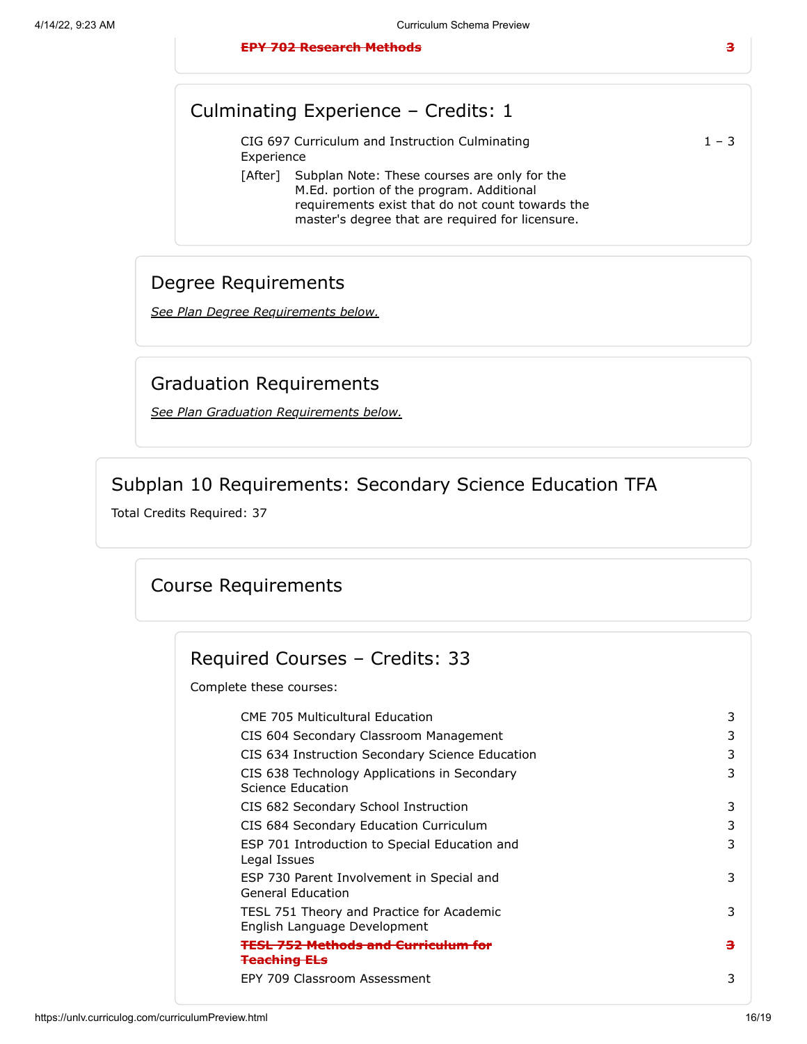~~**EPY 702 Research Methods**~~ ~~**3**~~

### Culminating Experience – Credits: 1

| Course | Credits |
| --- | --- |
| CIG 697 Curriculum and Instruction Culminating Experience | 1 – 3 |

[After] Subplan Note: These courses are only for the M.Ed. portion of the program. Additional requirements exist that do not count towards the master's degree that are required for licensure.

## Degree Requirements

*See Plan Degree Requirements below.*

## Graduation Requirements

*See Plan Graduation Requirements below.*

# Subplan 10 Requirements: Secondary Science Education TFA

Total Credits Required: 37

## Course Requirements

### Required Courses – Credits: 33

Complete these courses:

| Course | Credits |
| --- | --- |
| CME 705 Multicultural Education | 3 |
| CIS 604 Secondary Classroom Management | 3 |
| CIS 634 Instruction Secondary Science Education | 3 |
| CIS 638 Technology Applications in Secondary Science Education | 3 |
| CIS 682 Secondary School Instruction | 3 |
| CIS 684 Secondary Education Curriculum | 3 |
| ESP 701 Introduction to Special Education and Legal Issues | 3 |
| ESP 730 Parent Involvement in Special and General Education | 3 |
| TESL 751 Theory and Practice for Academic English Language Development | 3 |
| ~~**TESL 752 Methods and Curriculum for Teaching ELs**~~ | ~~**3**~~ |
| EPY 709 Classroom Assessment | 3 |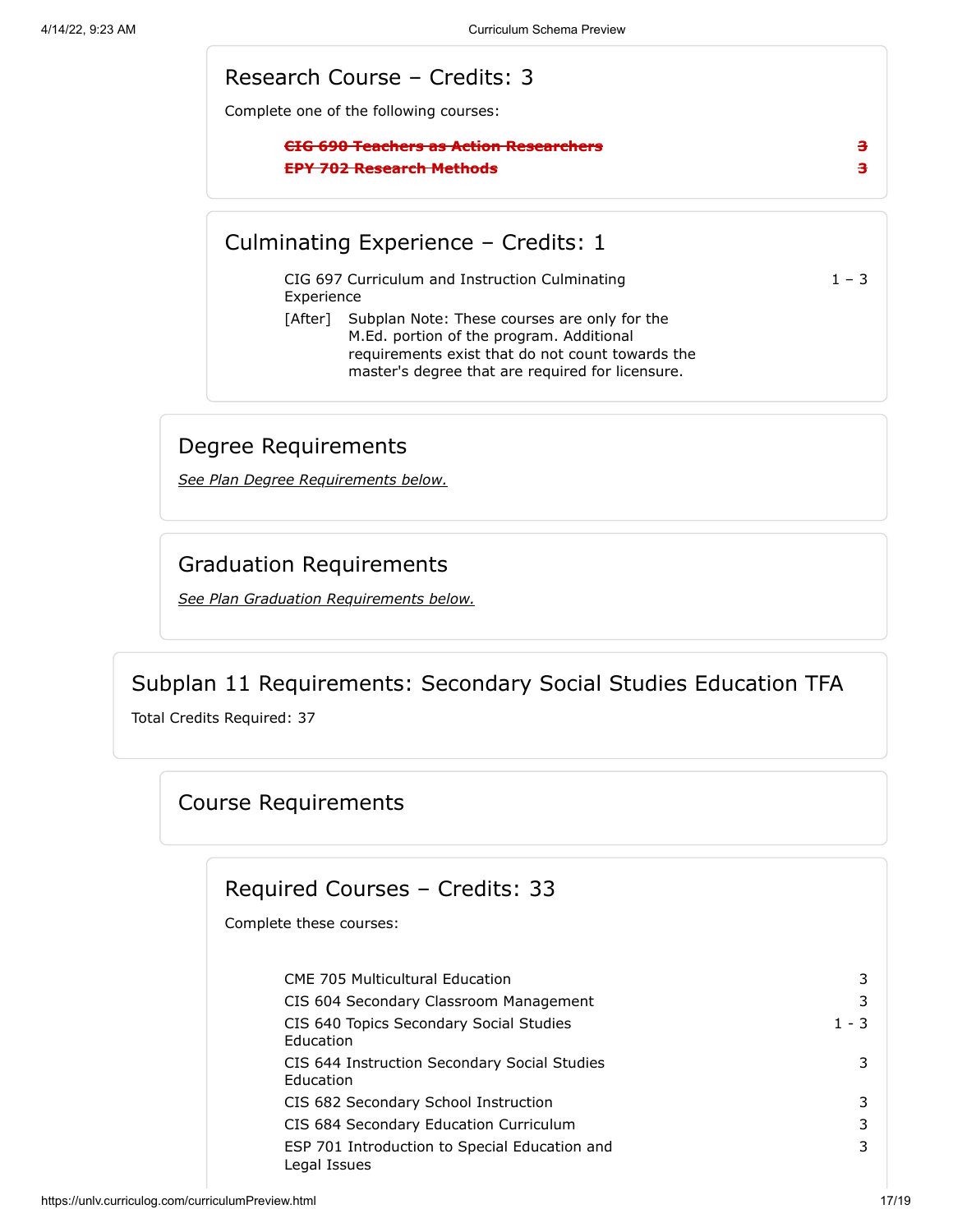## Research Course – Credits: 3

Complete one of the following courses:

| | |
|---|---|
| ~~CIG 690 Teachers as Action Researchers~~ | ~~3~~ |
| ~~EPY 702 Research Methods~~ | ~~3~~ |

## Culminating Experience – Credits: 1

| | |
|---|---|
| CIG 697 Curriculum and Instruction Culminating Experience | 1 – 3 |

[After] Subplan Note: These courses are only for the M.Ed. portion of the program. Additional requirements exist that do not count towards the master's degree that are required for licensure.

## Degree Requirements

*See Plan Degree Requirements below.*

## Graduation Requirements

*See Plan Graduation Requirements below.*

# Subplan 11 Requirements: Secondary Social Studies Education TFA

Total Credits Required: 37

## Course Requirements

## Required Courses – Credits: 33

Complete these courses:

| | |
|---|---|
| CME 705 Multicultural Education | 3 |
| CIS 604 Secondary Classroom Management | 3 |
| CIS 640 Topics Secondary Social Studies Education | 1 - 3 |
| CIS 644 Instruction Secondary Social Studies Education | 3 |
| CIS 682 Secondary School Instruction | 3 |
| CIS 684 Secondary Education Curriculum | 3 |
| ESP 701 Introduction to Special Education and Legal Issues | 3 |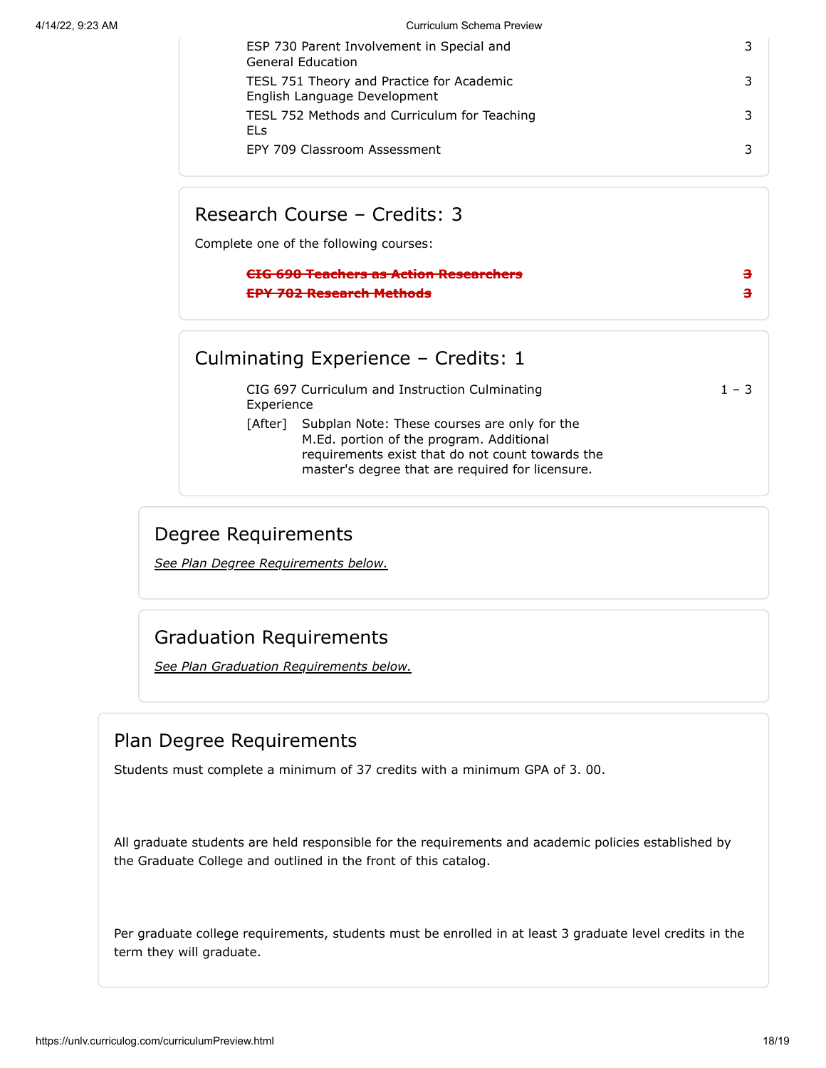| Course | Credits |
|---|---|
| ESP 730 Parent Involvement in Special and General Education | 3 |
| TESL 751 Theory and Practice for Academic English Language Development | 3 |
| TESL 752 Methods and Curriculum for Teaching ELs | 3 |
| EPY 709 Classroom Assessment | 3 |

### Research Course – Credits: 3

Complete one of the following courses:

| Course | Credits |
|---|---|
| ~~**CIG 690 Teachers as Action Researchers**~~ | ~~**3**~~ |
| ~~**EPY 702 Research Methods**~~ | ~~**3**~~ |

### Culminating Experience – Credits: 1

| Course | Credits |
|---|---|
| CIG 697 Curriculum and Instruction Culminating Experience | 1 – 3 |

[After] Subplan Note: These courses are only for the M.Ed. portion of the program. Additional requirements exist that do not count towards the master's degree that are required for licensure.

## Degree Requirements

*See Plan Degree Requirements below.*

## Graduation Requirements

*See Plan Graduation Requirements below.*

## Plan Degree Requirements

Students must complete a minimum of 37 credits with a minimum GPA of 3. 00.

All graduate students are held responsible for the requirements and academic policies established by the Graduate College and outlined in the front of this catalog.

Per graduate college requirements, students must be enrolled in at least 3 graduate level credits in the term they will graduate.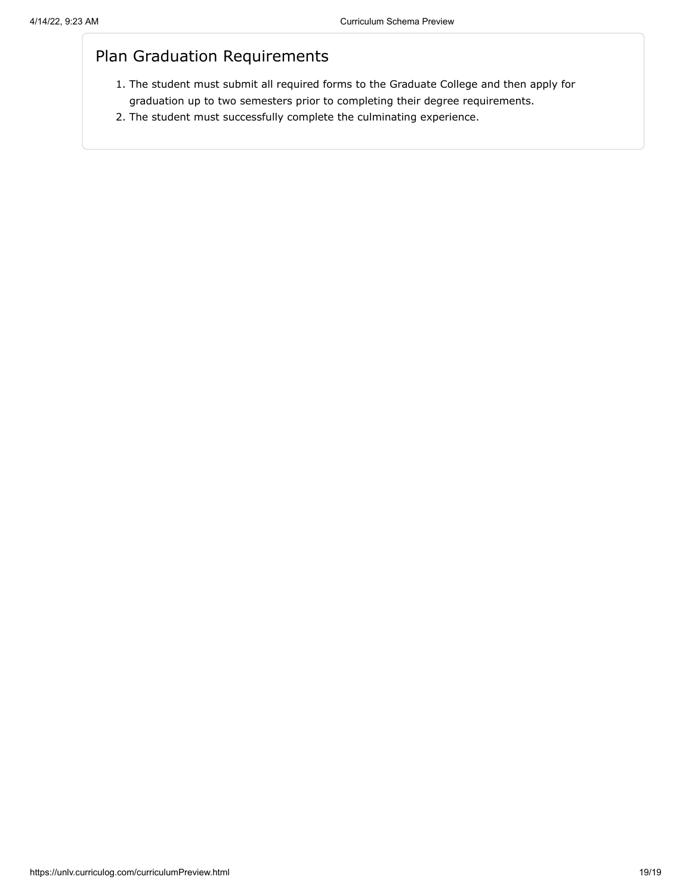## Plan Graduation Requirements

1. The student must submit all required forms to the Graduate College and then apply for graduation up to two semesters prior to completing their degree requirements.
2. The student must successfully complete the culminating experience.